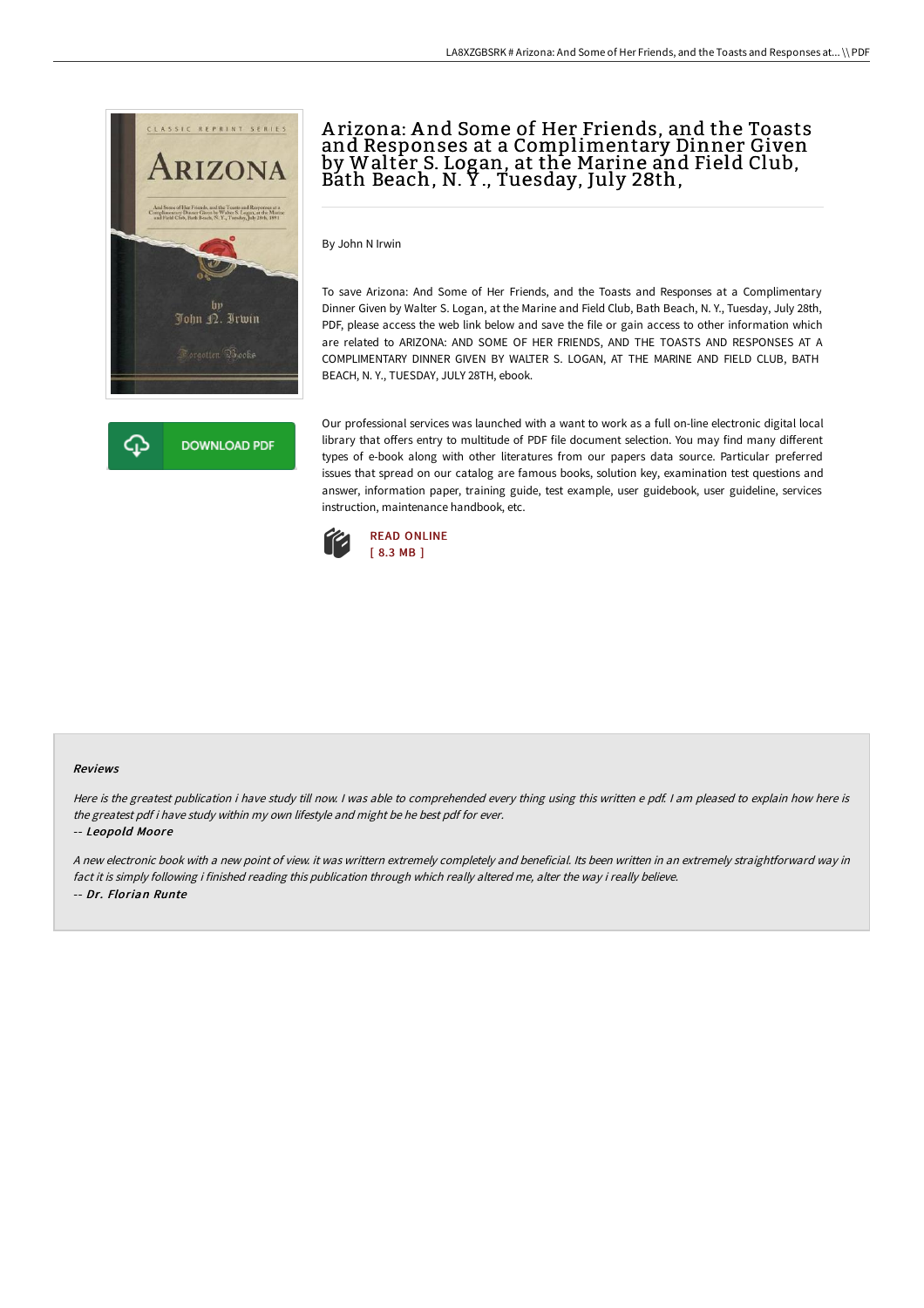# Arizona: And Some of Her Friends, and the Toasts and Responses at a Complimentary Dinner Given by Walter S. Logan, at the Marine and Field Club, Bath Beach, N. Y., Tuesday, July 28th,

By John N Irwin

To save Arizona: And Some of Her Friends, and the Toasts and Responses at a Complimentary Dinner Given by Walter S. Logan, at the Marine and Field Club, Bath Beach, N. Y., Tuesday, July 28th, PDF, please access the web link below and save the file or gain access to other information which are related to ARIZONA: AND SOME OF HER FRIENDS, AND THE TOASTS AND RESPONSES AT A COMPLIMENTARY DINNER GIVEN BY WALTER S. LOGAN, AT THE MARINE AND FIELD CLUB, BATH BEACH, N. Y., TUESDAY, JULY 28TH, ebook.

DOWNLOAD PDF

Our professional services was launched with a want to work as a full on-line electronic digital local library that offers entry to multitude of PDF file document selection. You may find many different types of e-book along with other literatures from our papers data source. Particular preferred issues that spread on our catalog are famous books, solution key, examination test questions and answer, information paper, training guide, test example, user guidebook, user guideline, services instruction, maintenance handbook, etc.

READ ONLINE
[ 8.3 MB ]

#### Reviews

*Here is the greatest publication i have study till now. I was able to comprehended every thing using this written e pdf. I am pleased to explain how here is the greatest pdf i have study within my own lifestyle and might be he best pdf for ever.*

*-- Leopold Moore*

*A new electronic book with a new point of view. it was writtern extremely completely and beneficial. Its been written in an extremely straightforward way in fact it is simply following i finished reading this publication through which really altered me, alter the way i really believe.*

*-- Dr. Florian Runte*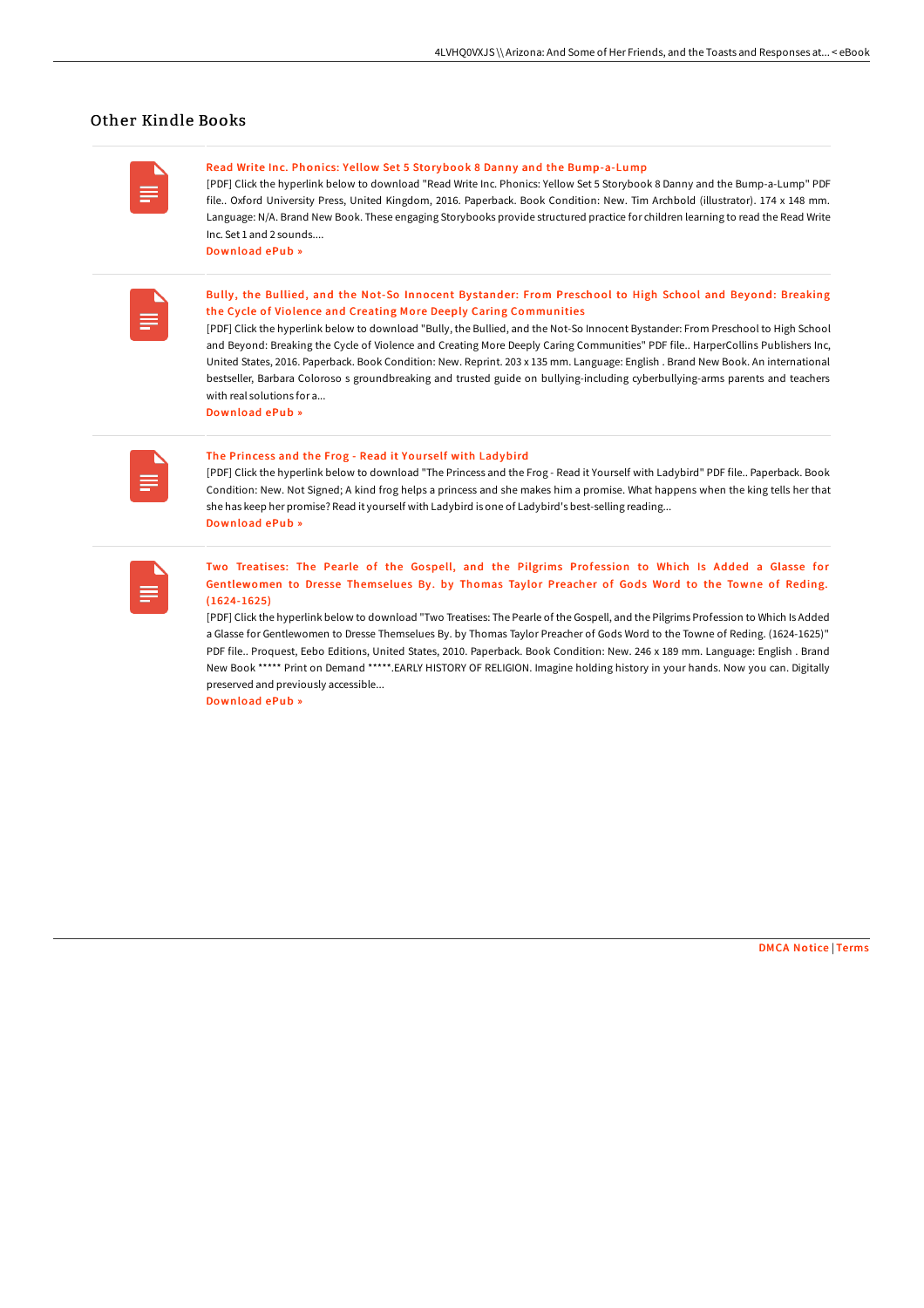## Other Kindle Books

### Read Write Inc. Phonics: Yellow Set 5 Storybook 8 Danny and the Bump-a-Lump

[PDF] Click the hyperlink below to download "Read Write Inc. Phonics: Yellow Set 5 Storybook 8 Danny and the Bump-a-Lump" PDF file.. Oxford University Press, United Kingdom, 2016. Paperback. Book Condition: New. Tim Archbold (illustrator). 174 x 148 mm. Language: N/A. Brand New Book. These engaging Storybooks provide structured practice for children learning to read the Read Write Inc. Set 1 and 2 sounds....

Download ePub »

### Bully, the Bullied, and the Not-So Innocent Bystander: From Preschool to High School and Beyond: Breaking the Cycle of Violence and Creating More Deeply Caring Communities

[PDF] Click the hyperlink below to download "Bully, the Bullied, and the Not-So Innocent Bystander: From Preschool to High School and Beyond: Breaking the Cycle of Violence and Creating More Deeply Caring Communities" PDF file.. HarperCollins Publishers Inc, United States, 2016. Paperback. Book Condition: New. Reprint. 203 x 135 mm. Language: English . Brand New Book. An international bestseller, Barbara Coloroso s groundbreaking and trusted guide on bullying-including cyberbullying-arms parents and teachers with real solutions for a...

Download ePub »

### The Princess and the Frog - Read it Yourself with Ladybird

[PDF] Click the hyperlink below to download "The Princess and the Frog - Read it Yourself with Ladybird" PDF file.. Paperback. Book Condition: New. Not Signed; A kind frog helps a princess and she makes him a promise. What happens when the king tells her that she has keep her promise? Read it yourself with Ladybird is one of Ladybird's best-selling reading...

Download ePub »

### Two Treatises: The Pearle of the Gospell, and the Pilgrims Profession to Which Is Added a Glasse for Gentlewomen to Dresse Themselues By. by Thomas Taylor Preacher of Gods Word to the Towne of Reding. (1624-1625)

[PDF] Click the hyperlink below to download "Two Treatises: The Pearle of the Gospell, and the Pilgrims Profession to Which Is Added a Glasse for Gentlewomen to Dresse Themselues By. by Thomas Taylor Preacher of Gods Word to the Towne of Reding. (1624-1625)" PDF file.. Proquest, Eebo Editions, United States, 2010. Paperback. Book Condition: New. 246 x 189 mm. Language: English . Brand New Book ***** Print on Demand *****.EARLY HISTORY OF RELIGION. Imagine holding history in your hands. Now you can. Digitally preserved and previously accessible...

Download ePub »

DMCA Notice | Terms